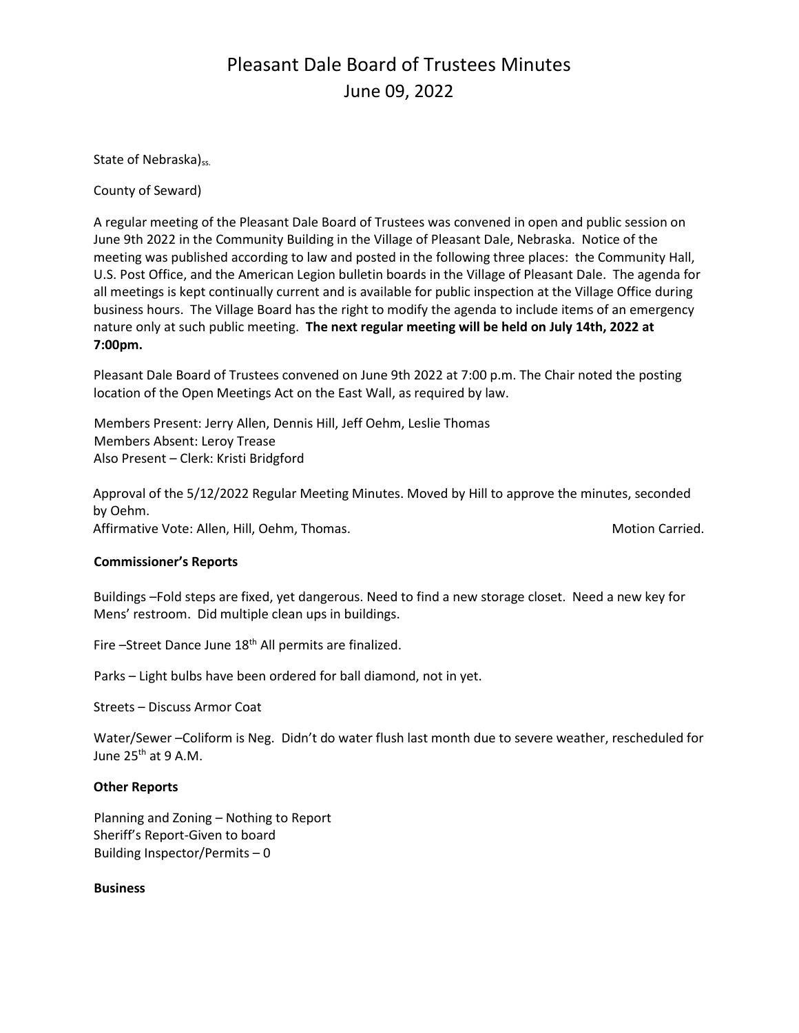# Pleasant Dale Board of Trustees Minutes
## June 09, 2022

State of Nebraska)$_{ss.}$

County of Seward)

A regular meeting of the Pleasant Dale Board of Trustees was convened in open and public session on June 9th 2022 in the Community Building in the Village of Pleasant Dale, Nebraska. Notice of the meeting was published according to law and posted in the following three places: the Community Hall, U.S. Post Office, and the American Legion bulletin boards in the Village of Pleasant Dale. The agenda for all meetings is kept continually current and is available for public inspection at the Village Office during business hours. The Village Board has the right to modify the agenda to include items of an emergency nature only at such public meeting. **The next regular meeting will be held on July 14th, 2022 at 7:00pm.**

Pleasant Dale Board of Trustees convened on June 9th 2022 at 7:00 p.m. The Chair noted the posting location of the Open Meetings Act on the East Wall, as required by law.

Members Present: Jerry Allen, Dennis Hill, Jeff Oehm, Leslie Thomas
Members Absent: Leroy Trease
Also Present – Clerk: Kristi Bridgford

Approval of the 5/12/2022 Regular Meeting Minutes. Moved by Hill to approve the minutes, seconded by Oehm.
Affirmative Vote: Allen, Hill, Oehm, Thomas. Motion Carried.

**Commissioner's Reports**

Buildings –Fold steps are fixed, yet dangerous. Need to find a new storage closet. Need a new key for Mens' restroom. Did multiple clean ups in buildings.

Fire –Street Dance June 18th All permits are finalized.

Parks – Light bulbs have been ordered for ball diamond, not in yet.

Streets – Discuss Armor Coat

Water/Sewer –Coliform is Neg. Didn't do water flush last month due to severe weather, rescheduled for June 25th at 9 A.M.

**Other Reports**

Planning and Zoning – Nothing to Report
Sheriff's Report-Given to board
Building Inspector/Permits – 0

**Business**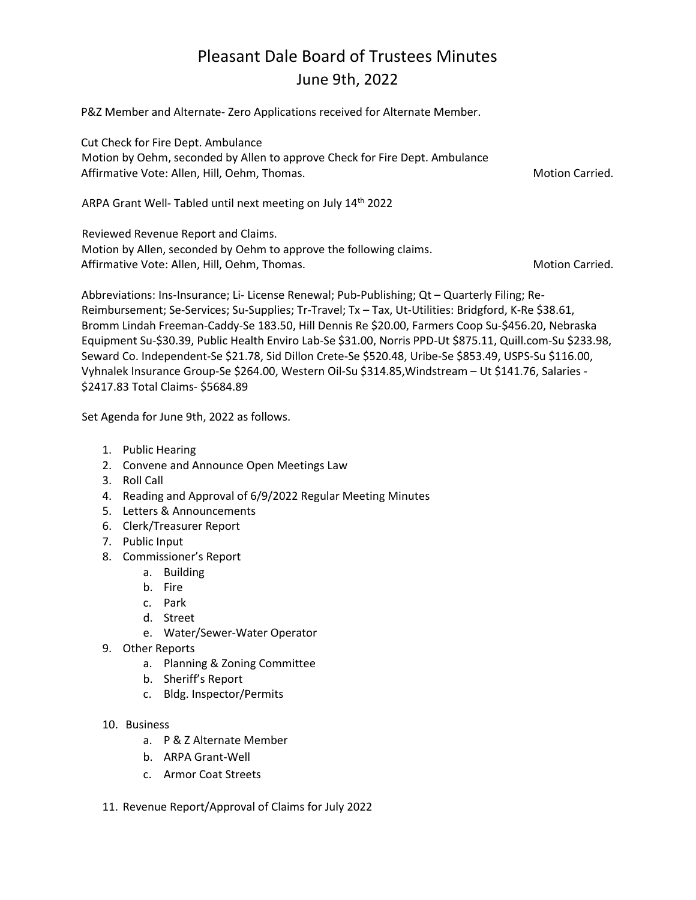# Pleasant Dale Board of Trustees Minutes
## June 9th, 2022

P&Z Member and Alternate- Zero Applications received for Alternate Member.

Cut Check for Fire Dept. Ambulance
Motion by Oehm, seconded by Allen to approve Check for Fire Dept. Ambulance
Affirmative Vote: Allen, Hill, Oehm, Thomas. Motion Carried.

ARPA Grant Well- Tabled until next meeting on July 14th 2022

Reviewed Revenue Report and Claims.
Motion by Allen, seconded by Oehm to approve the following claims.
Affirmative Vote: Allen, Hill, Oehm, Thomas. Motion Carried.

Abbreviations: Ins-Insurance; Li- License Renewal; Pub-Publishing; Qt – Quarterly Filing; Re-Reimbursement; Se-Services; Su-Supplies; Tr-Travel; Tx – Tax, Ut-Utilities: Bridgford, K-Re $38.61, Bromm Lindah Freeman-Caddy-Se 183.50, Hill Dennis Re $20.00, Farmers Coop Su-$456.20, Nebraska Equipment Su-$30.39, Public Health Enviro Lab-Se $31.00, Norris PPD-Ut $875.11, Quill.com-Su $233.98, Seward Co. Independent-Se $21.78, Sid Dillon Crete-Se $520.48, Uribe-Se $853.49, USPS-Su $116.00, Vyhnalek Insurance Group-Se $264.00, Western Oil-Su $314.85,Windstream – Ut $141.76, Salaries -$2417.83 Total Claims- $5684.89

Set Agenda for June 9th, 2022 as follows.

1. Public Hearing
2. Convene and Announce Open Meetings Law
3. Roll Call
4. Reading and Approval of 6/9/2022 Regular Meeting Minutes
5. Letters & Announcements
6. Clerk/Treasurer Report
7. Public Input
8. Commissioner's Report
   a. Building
   b. Fire
   c. Park
   d. Street
   e. Water/Sewer-Water Operator
9. Other Reports
   a. Planning & Zoning Committee
   b. Sheriff's Report
   c. Bldg. Inspector/Permits
10. Business
    a. P & Z Alternate Member
    b. ARPA Grant-Well
    c. Armor Coat Streets
11. Revenue Report/Approval of Claims for July 2022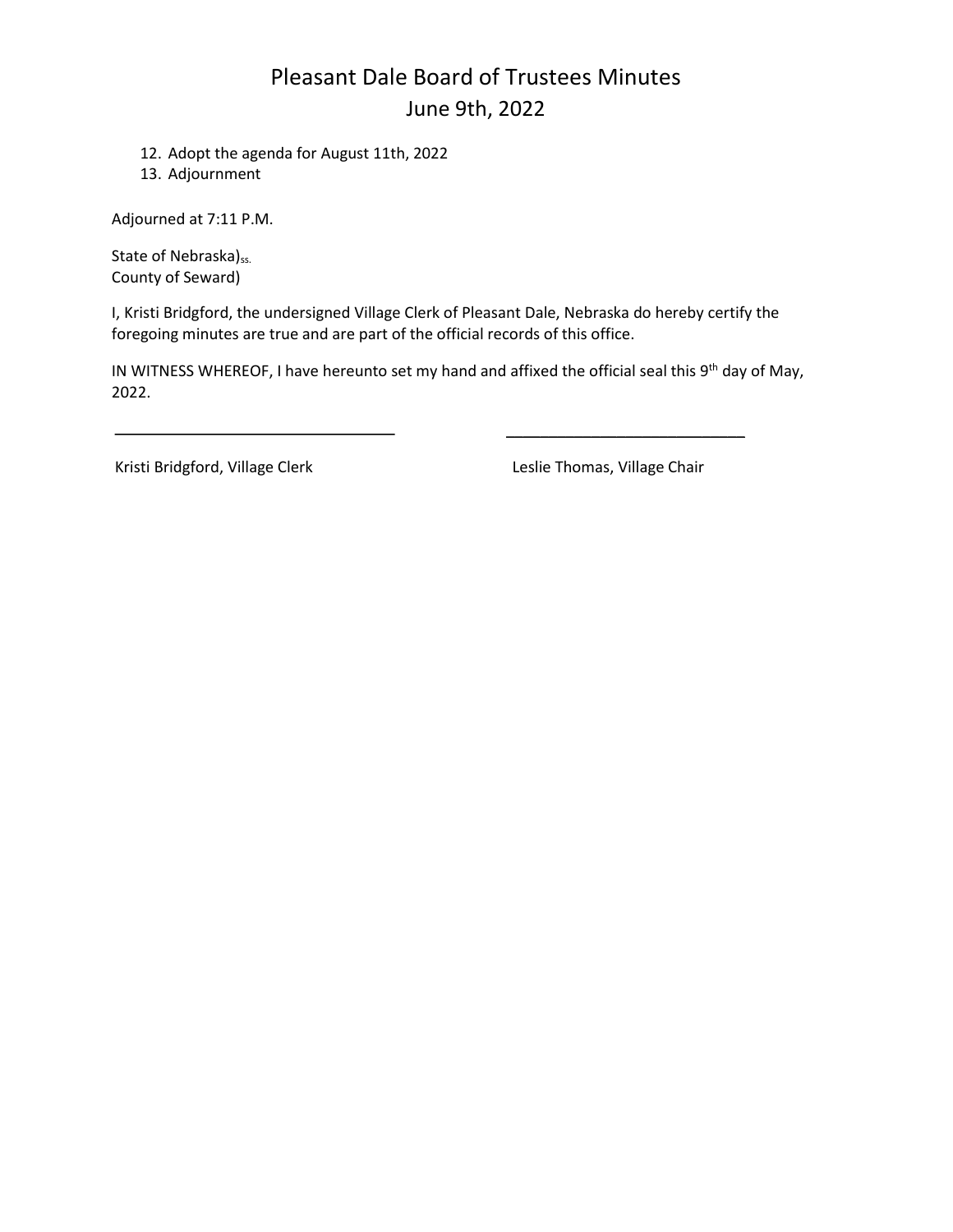# Pleasant Dale Board of Trustees Minutes

## June 9th, 2022

12. Adopt the agenda for August 11th, 2022
13. Adjournment

Adjourned at 7:11 P.M.

State of Nebraska)$_{ss.}$
County of Seward)

I, Kristi Bridgford, the undersigned Village Clerk of Pleasant Dale, Nebraska do hereby certify the foregoing minutes are true and are part of the official records of this office.

IN WITNESS WHEREOF, I have hereunto set my hand and affixed the official seal this 9th day of May, 2022.

\_\_\_\_\_\_\_\_\_\_\_\_\_\_\_\_\_\_\_\_\_\_\_\_\_\_\_\_\_\_\_\_ \_\_\_\_\_\_\_\_\_\_\_\_\_\_\_\_\_\_\_\_\_\_\_\_\_\_\_\_

Kristi Bridgford, Village Clerk Leslie Thomas, Village Chair